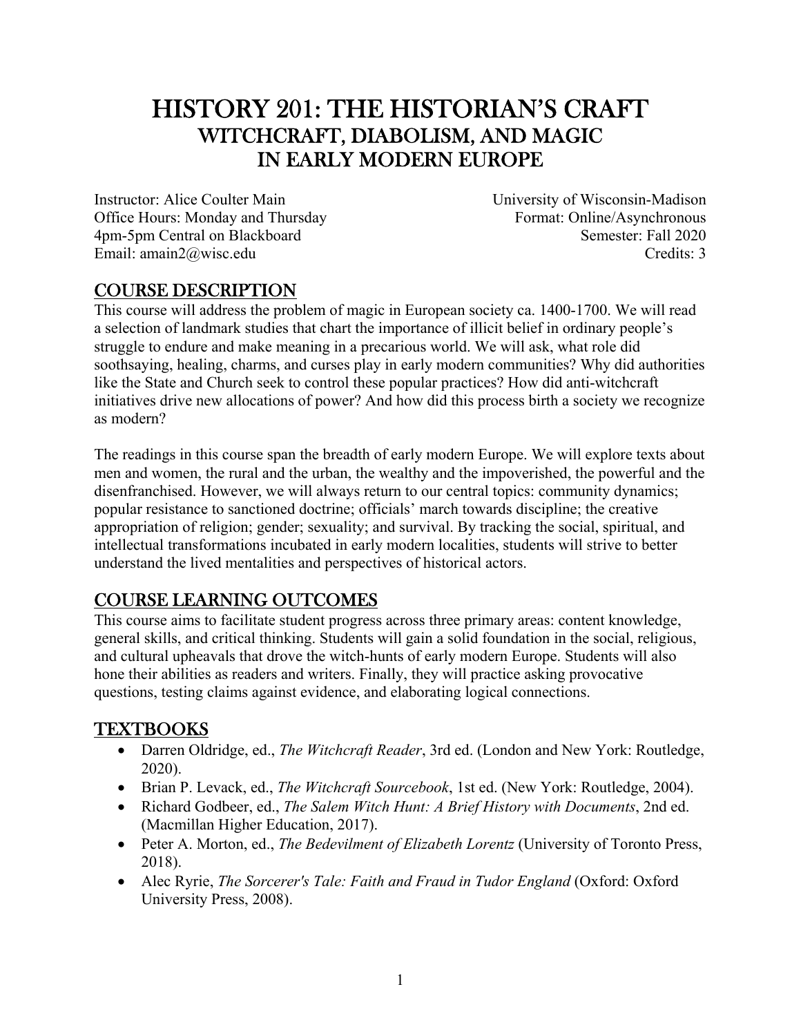# HISTORY 201: THE HISTORIAN'S CRAFT
## WITCHCRAFT, DIABOLISM, AND MAGIC IN EARLY MODERN EUROPE

Instructor: Alice Coulter Main
Office Hours: Monday and Thursday
4pm-5pm Central on Blackboard
Email: amain2@wisc.edu

University of Wisconsin-Madison
Format: Online/Asynchronous
Semester: Fall 2020
Credits: 3

## COURSE DESCRIPTION

This course will address the problem of magic in European society ca. 1400-1700. We will read a selection of landmark studies that chart the importance of illicit belief in ordinary people's struggle to endure and make meaning in a precarious world. We will ask, what role did soothsaying, healing, charms, and curses play in early modern communities? Why did authorities like the State and Church seek to control these popular practices? How did anti-witchcraft initiatives drive new allocations of power? And how did this process birth a society we recognize as modern?

The readings in this course span the breadth of early modern Europe. We will explore texts about men and women, the rural and the urban, the wealthy and the impoverished, the powerful and the disenfranchised. However, we will always return to our central topics: community dynamics; popular resistance to sanctioned doctrine; officials' march towards discipline; the creative appropriation of religion; gender; sexuality; and survival. By tracking the social, spiritual, and intellectual transformations incubated in early modern localities, students will strive to better understand the lived mentalities and perspectives of historical actors.

## COURSE LEARNING OUTCOMES

This course aims to facilitate student progress across three primary areas: content knowledge, general skills, and critical thinking. Students will gain a solid foundation in the social, religious, and cultural upheavals that drove the witch-hunts of early modern Europe. Students will also hone their abilities as readers and writers. Finally, they will practice asking provocative questions, testing claims against evidence, and elaborating logical connections.

## TEXTBOOKS

- Darren Oldridge, ed., *The Witchcraft Reader*, 3rd ed. (London and New York: Routledge, 2020).
- Brian P. Levack, ed., *The Witchcraft Sourcebook*, 1st ed. (New York: Routledge, 2004).
- Richard Godbeer, ed., *The Salem Witch Hunt: A Brief History with Documents*, 2nd ed. (Macmillan Higher Education, 2017).
- Peter A. Morton, ed., *The Bedevilment of Elizabeth Lorentz* (University of Toronto Press, 2018).
- Alec Ryrie, *The Sorcerer's Tale: Faith and Fraud in Tudor England* (Oxford: Oxford University Press, 2008).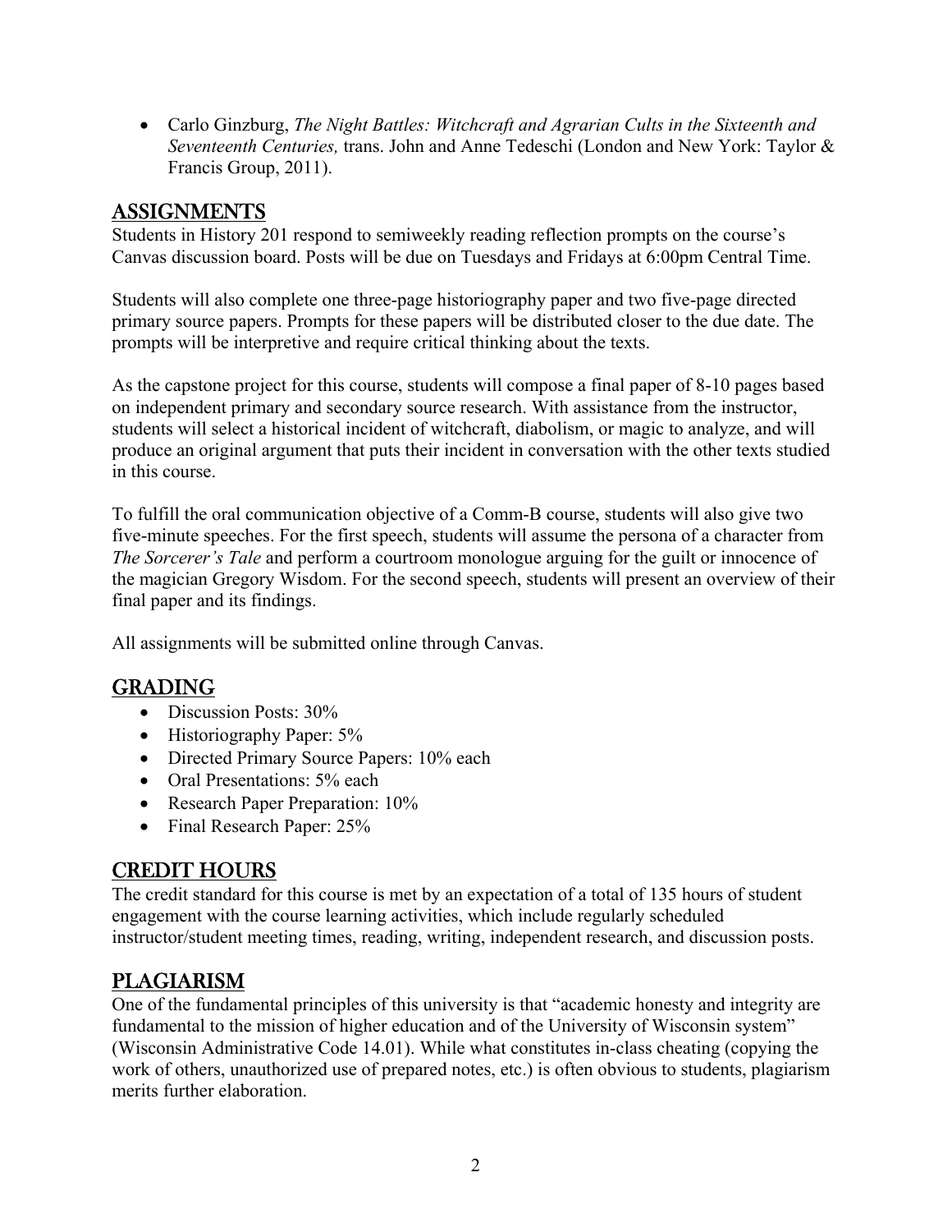- Carlo Ginzburg, *The Night Battles: Witchcraft and Agrarian Cults in the Sixteenth and Seventeenth Centuries,* trans. John and Anne Tedeschi (London and New York: Taylor & Francis Group, 2011).

## ASSIGNMENTS

Students in History 201 respond to semiweekly reading reflection prompts on the course's Canvas discussion board. Posts will be due on Tuesdays and Fridays at 6:00pm Central Time.

Students will also complete one three-page historiography paper and two five-page directed primary source papers. Prompts for these papers will be distributed closer to the due date. The prompts will be interpretive and require critical thinking about the texts.

As the capstone project for this course, students will compose a final paper of 8-10 pages based on independent primary and secondary source research. With assistance from the instructor, students will select a historical incident of witchcraft, diabolism, or magic to analyze, and will produce an original argument that puts their incident in conversation with the other texts studied in this course.

To fulfill the oral communication objective of a Comm-B course, students will also give two five-minute speeches. For the first speech, students will assume the persona of a character from *The Sorcerer's Tale* and perform a courtroom monologue arguing for the guilt or innocence of the magician Gregory Wisdom. For the second speech, students will present an overview of their final paper and its findings.

All assignments will be submitted online through Canvas.

## GRADING

- Discussion Posts: 30%
- Historiography Paper: 5%
- Directed Primary Source Papers: 10% each
- Oral Presentations: 5% each
- Research Paper Preparation: 10%
- Final Research Paper: 25%

## CREDIT HOURS

The credit standard for this course is met by an expectation of a total of 135 hours of student engagement with the course learning activities, which include regularly scheduled instructor/student meeting times, reading, writing, independent research, and discussion posts.

## PLAGIARISM

One of the fundamental principles of this university is that "academic honesty and integrity are fundamental to the mission of higher education and of the University of Wisconsin system" (Wisconsin Administrative Code 14.01). While what constitutes in-class cheating (copying the work of others, unauthorized use of prepared notes, etc.) is often obvious to students, plagiarism merits further elaboration.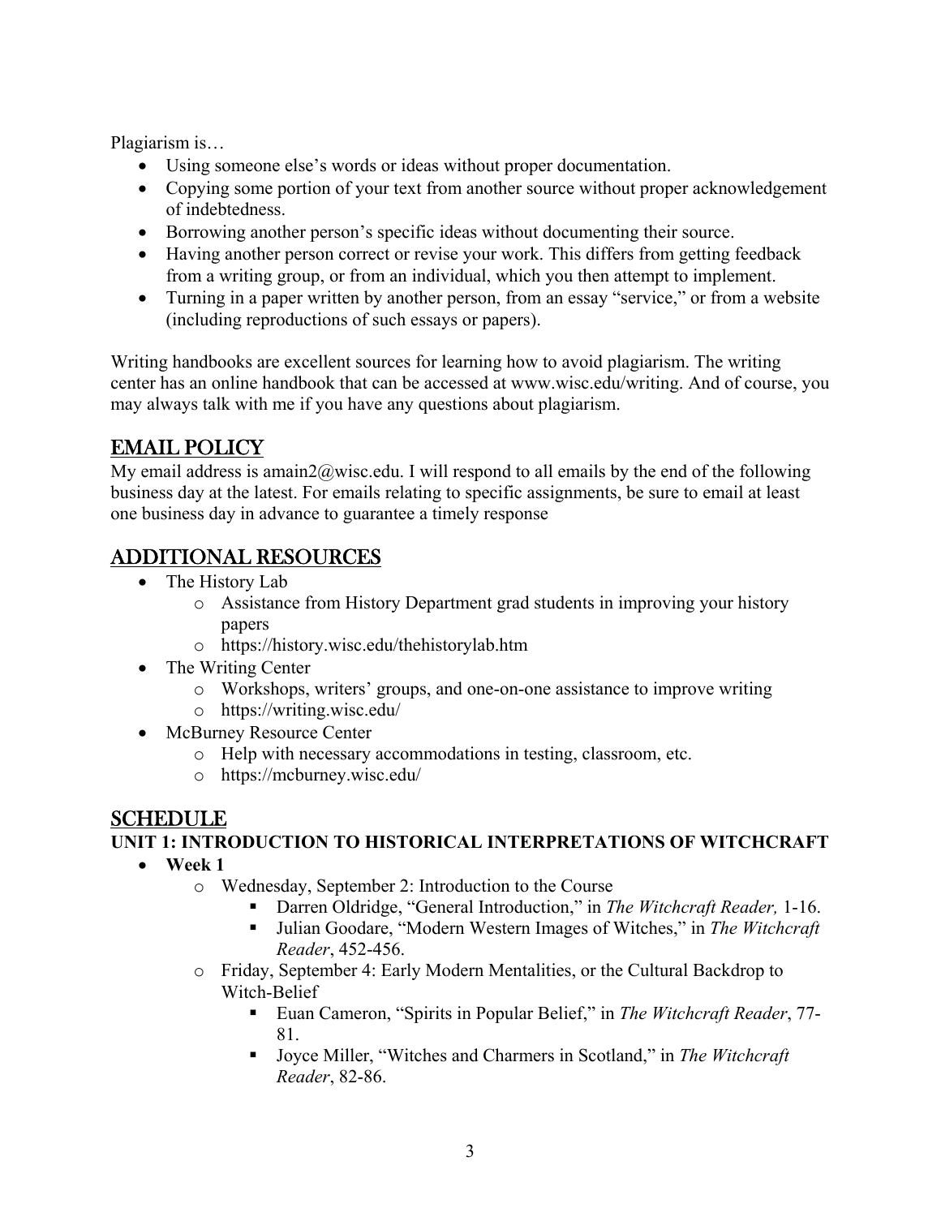Plagiarism is…

- Using someone else's words or ideas without proper documentation.
- Copying some portion of your text from another source without proper acknowledgement of indebtedness.
- Borrowing another person's specific ideas without documenting their source.
- Having another person correct or revise your work. This differs from getting feedback from a writing group, or from an individual, which you then attempt to implement.
- Turning in a paper written by another person, from an essay "service," or from a website (including reproductions of such essays or papers).

Writing handbooks are excellent sources for learning how to avoid plagiarism. The writing center has an online handbook that can be accessed at www.wisc.edu/writing. And of course, you may always talk with me if you have any questions about plagiarism.

## EMAIL POLICY

My email address is amain2@wisc.edu. I will respond to all emails by the end of the following business day at the latest. For emails relating to specific assignments, be sure to email at least one business day in advance to guarantee a timely response

## ADDITIONAL RESOURCES

- The History Lab
    - Assistance from History Department grad students in improving your history papers
    - https://history.wisc.edu/thehistorylab.htm
- The Writing Center
    - Workshops, writers' groups, and one-on-one assistance to improve writing
    - https://writing.wisc.edu/
- McBurney Resource Center
    - Help with necessary accommodations in testing, classroom, etc.
    - https://mcburney.wisc.edu/

## SCHEDULE

### UNIT 1: INTRODUCTION TO HISTORICAL INTERPRETATIONS OF WITCHCRAFT

- **Week 1**
    - Wednesday, September 2: Introduction to the Course
        - Darren Oldridge, "General Introduction," in *The Witchcraft Reader,* 1-16.
        - Julian Goodare, "Modern Western Images of Witches," in *The Witchcraft Reader*, 452-456.
    - Friday, September 4: Early Modern Mentalities, or the Cultural Backdrop to Witch-Belief
        - Euan Cameron, "Spirits in Popular Belief," in *The Witchcraft Reader*, 77-81.
        - Joyce Miller, "Witches and Charmers in Scotland," in *The Witchcraft Reader*, 82-86.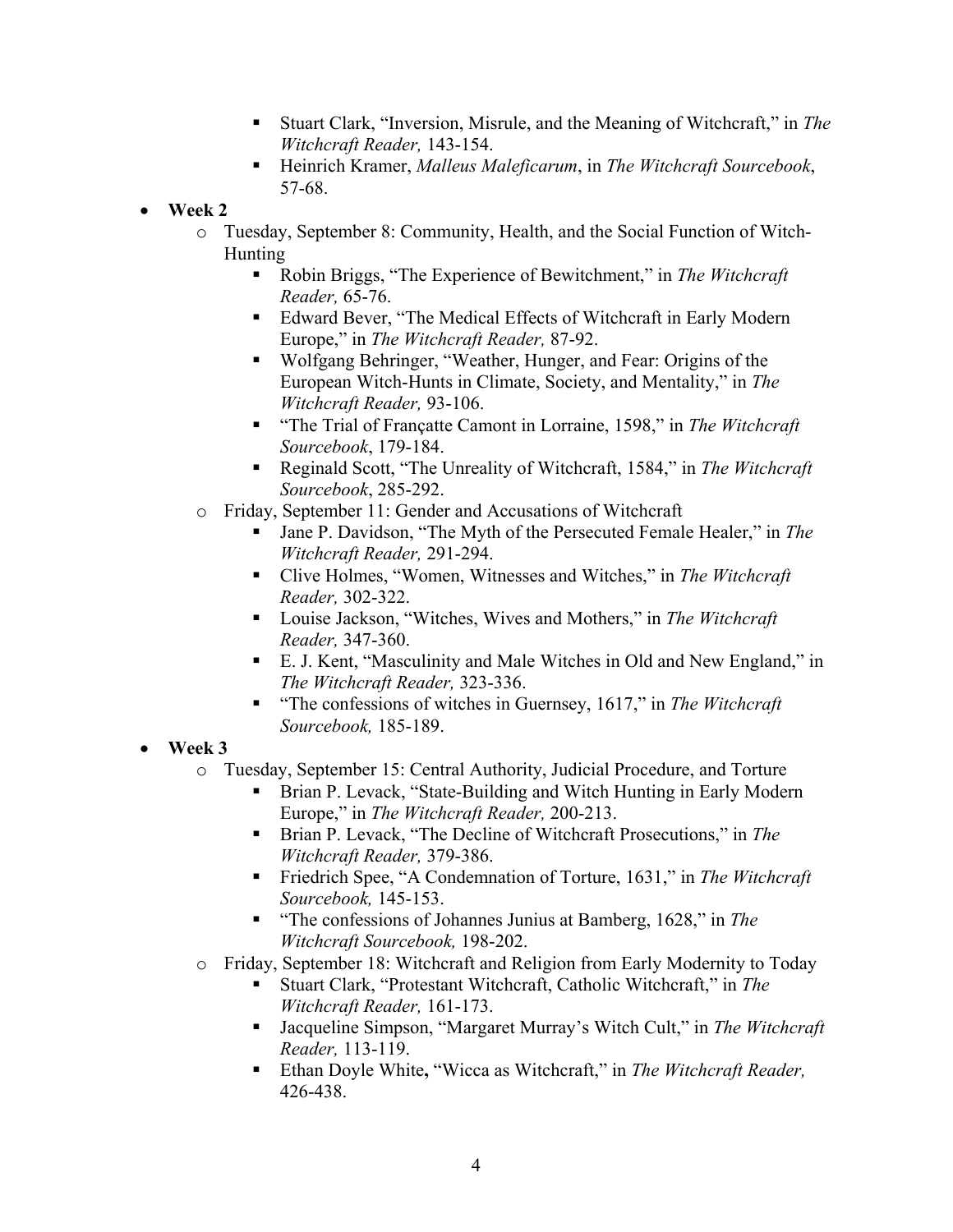- Stuart Clark, "Inversion, Misrule, and the Meaning of Witchcraft," in *The Witchcraft Reader,* 143-154.
    - Heinrich Kramer, *Malleus Maleficarum*, in *The Witchcraft Sourcebook*, 57-68.

- **Week 2**
  - Tuesday, September 8: Community, Health, and the Social Function of Witch-Hunting
    - Robin Briggs, "The Experience of Bewitchment," in *The Witchcraft Reader,* 65-76.
    - Edward Bever, "The Medical Effects of Witchcraft in Early Modern Europe," in *The Witchcraft Reader,* 87-92.
    - Wolfgang Behringer, "Weather, Hunger, and Fear: Origins of the European Witch-Hunts in Climate, Society, and Mentality," in *The Witchcraft Reader,* 93-106.
    - "The Trial of Françatte Camont in Lorraine, 1598," in *The Witchcraft Sourcebook*, 179-184.
    - Reginald Scott, "The Unreality of Witchcraft, 1584," in *The Witchcraft Sourcebook*, 285-292.
  - Friday, September 11: Gender and Accusations of Witchcraft
    - Jane P. Davidson, "The Myth of the Persecuted Female Healer," in *The Witchcraft Reader,* 291-294.
    - Clive Holmes, "Women, Witnesses and Witches," in *The Witchcraft Reader,* 302-322.
    - Louise Jackson, "Witches, Wives and Mothers," in *The Witchcraft Reader,* 347-360.
    - E. J. Kent, "Masculinity and Male Witches in Old and New England," in *The Witchcraft Reader,* 323-336.
    - "The confessions of witches in Guernsey, 1617," in *The Witchcraft Sourcebook,* 185-189.

- **Week 3**
  - Tuesday, September 15: Central Authority, Judicial Procedure, and Torture
    - Brian P. Levack, "State-Building and Witch Hunting in Early Modern Europe," in *The Witchcraft Reader,* 200-213.
    - Brian P. Levack, "The Decline of Witchcraft Prosecutions," in *The Witchcraft Reader,* 379-386.
    - Friedrich Spee, "A Condemnation of Torture, 1631," in *The Witchcraft Sourcebook,* 145-153.
    - "The confessions of Johannes Junius at Bamberg, 1628," in *The Witchcraft Sourcebook,* 198-202.
  - Friday, September 18: Witchcraft and Religion from Early Modernity to Today
    - Stuart Clark, "Protestant Witchcraft, Catholic Witchcraft," in *The Witchcraft Reader,* 161-173.
    - Jacqueline Simpson, "Margaret Murray's Witch Cult," in *The Witchcraft Reader,* 113-119.
    - Ethan Doyle White**,** "Wicca as Witchcraft," in *The Witchcraft Reader,* 426-438.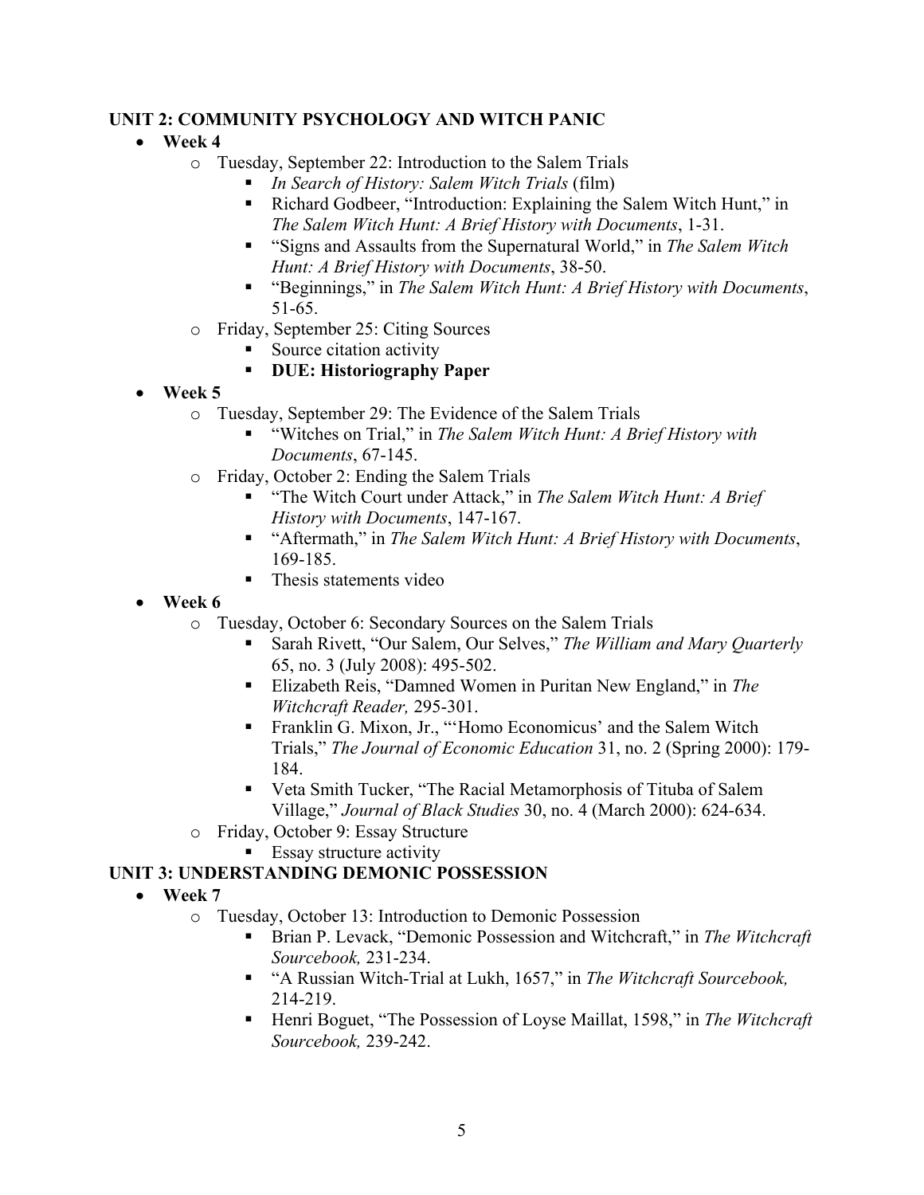**UNIT 2: COMMUNITY PSYCHOLOGY AND WITCH PANIC**

- **Week 4**
  - Tuesday, September 22: Introduction to the Salem Trials
    - *In Search of History: Salem Witch Trials* (film)
    - Richard Godbeer, "Introduction: Explaining the Salem Witch Hunt," in *The Salem Witch Hunt: A Brief History with Documents*, 1-31.
    - "Signs and Assaults from the Supernatural World," in *The Salem Witch Hunt: A Brief History with Documents*, 38-50.
    - "Beginnings," in *The Salem Witch Hunt: A Brief History with Documents*, 51-65.
  - Friday, September 25: Citing Sources
    - Source citation activity
    - **DUE: Historiography Paper**
- **Week 5**
  - Tuesday, September 29: The Evidence of the Salem Trials
    - "Witches on Trial," in *The Salem Witch Hunt: A Brief History with Documents*, 67-145.
  - Friday, October 2: Ending the Salem Trials
    - "The Witch Court under Attack," in *The Salem Witch Hunt: A Brief History with Documents*, 147-167.
    - "Aftermath," in *The Salem Witch Hunt: A Brief History with Documents*, 169-185.
    - Thesis statements video
- **Week 6**
  - Tuesday, October 6: Secondary Sources on the Salem Trials
    - Sarah Rivett, "Our Salem, Our Selves," *The William and Mary Quarterly* 65, no. 3 (July 2008): 495-502.
    - Elizabeth Reis, "Damned Women in Puritan New England," in *The Witchcraft Reader,* 295-301.
    - Franklin G. Mixon, Jr., "'Homo Economicus' and the Salem Witch Trials," *The Journal of Economic Education* 31, no. 2 (Spring 2000): 179-184.
    - Veta Smith Tucker, "The Racial Metamorphosis of Tituba of Salem Village," *Journal of Black Studies* 30, no. 4 (March 2000): 624-634.
  - Friday, October 9: Essay Structure
    - Essay structure activity

**UNIT 3: UNDERSTANDING DEMONIC POSSESSION**

- **Week 7**
  - Tuesday, October 13: Introduction to Demonic Possession
    - Brian P. Levack, "Demonic Possession and Witchcraft," in *The Witchcraft Sourcebook,* 231-234.
    - "A Russian Witch-Trial at Lukh, 1657," in *The Witchcraft Sourcebook,* 214-219.
    - Henri Boguet, "The Possession of Loyse Maillat, 1598," in *The Witchcraft Sourcebook,* 239-242.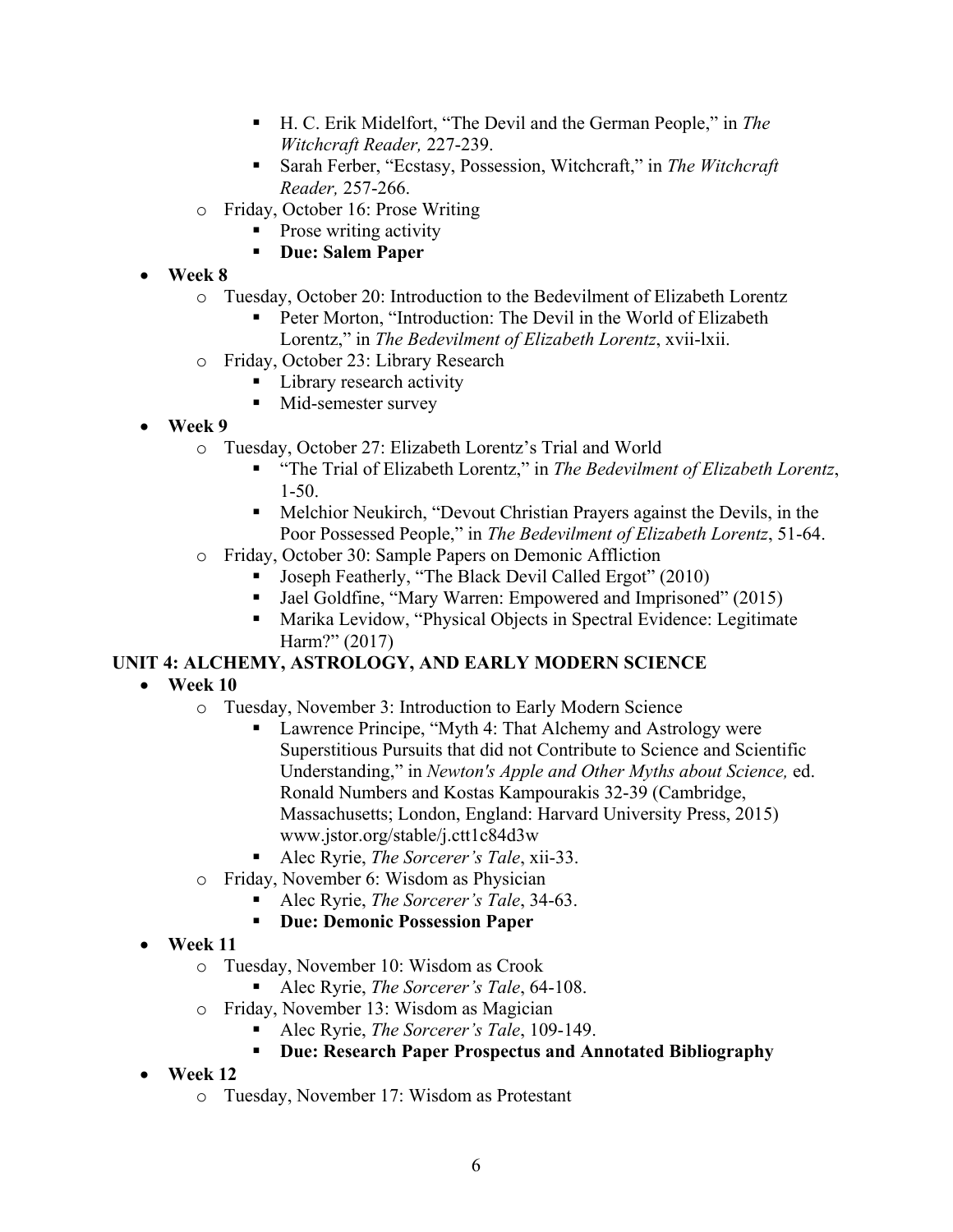- H. C. Erik Midelfort, "The Devil and the German People," in *The Witchcraft Reader,* 227-239.
        - Sarah Ferber, "Ecstasy, Possession, Witchcraft," in *The Witchcraft Reader,* 257-266.
    - Friday, October 16: Prose Writing
        - Prose writing activity
        - **Due: Salem Paper**
- **Week 8**
    - Tuesday, October 20: Introduction to the Bedevilment of Elizabeth Lorentz
        - Peter Morton, "Introduction: The Devil in the World of Elizabeth Lorentz," in *The Bedevilment of Elizabeth Lorentz*, xvii-lxii.
    - Friday, October 23: Library Research
        - Library research activity
        - Mid-semester survey
- **Week 9**
    - Tuesday, October 27: Elizabeth Lorentz's Trial and World
        - "The Trial of Elizabeth Lorentz," in *The Bedevilment of Elizabeth Lorentz*, 1-50.
        - Melchior Neukirch, "Devout Christian Prayers against the Devils, in the Poor Possessed People," in *The Bedevilment of Elizabeth Lorentz*, 51-64.
    - Friday, October 30: Sample Papers on Demonic Affliction
        - Joseph Featherly, "The Black Devil Called Ergot" (2010)
        - Jael Goldfine, "Mary Warren: Empowered and Imprisoned" (2015)
        - Marika Levidow, "Physical Objects in Spectral Evidence: Legitimate Harm?" (2017)

**UNIT 4: ALCHEMY, ASTROLOGY, AND EARLY MODERN SCIENCE**

- **Week 10**
    - Tuesday, November 3: Introduction to Early Modern Science
        - Lawrence Principe, "Myth 4: That Alchemy and Astrology were Superstitious Pursuits that did not Contribute to Science and Scientific Understanding," in *Newton's Apple and Other Myths about Science,* ed. Ronald Numbers and Kostas Kampourakis 32-39 (Cambridge, Massachusetts; London, England: Harvard University Press, 2015) www.jstor.org/stable/j.ctt1c84d3w
        - Alec Ryrie, *The Sorcerer's Tale*, xii-33.
    - Friday, November 6: Wisdom as Physician
        - Alec Ryrie, *The Sorcerer's Tale*, 34-63.
        - **Due: Demonic Possession Paper**
- **Week 11**
    - Tuesday, November 10: Wisdom as Crook
        - Alec Ryrie, *The Sorcerer's Tale*, 64-108.
    - Friday, November 13: Wisdom as Magician
        - Alec Ryrie, *The Sorcerer's Tale*, 109-149.
        - **Due: Research Paper Prospectus and Annotated Bibliography**
- **Week 12**
    - Tuesday, November 17: Wisdom as Protestant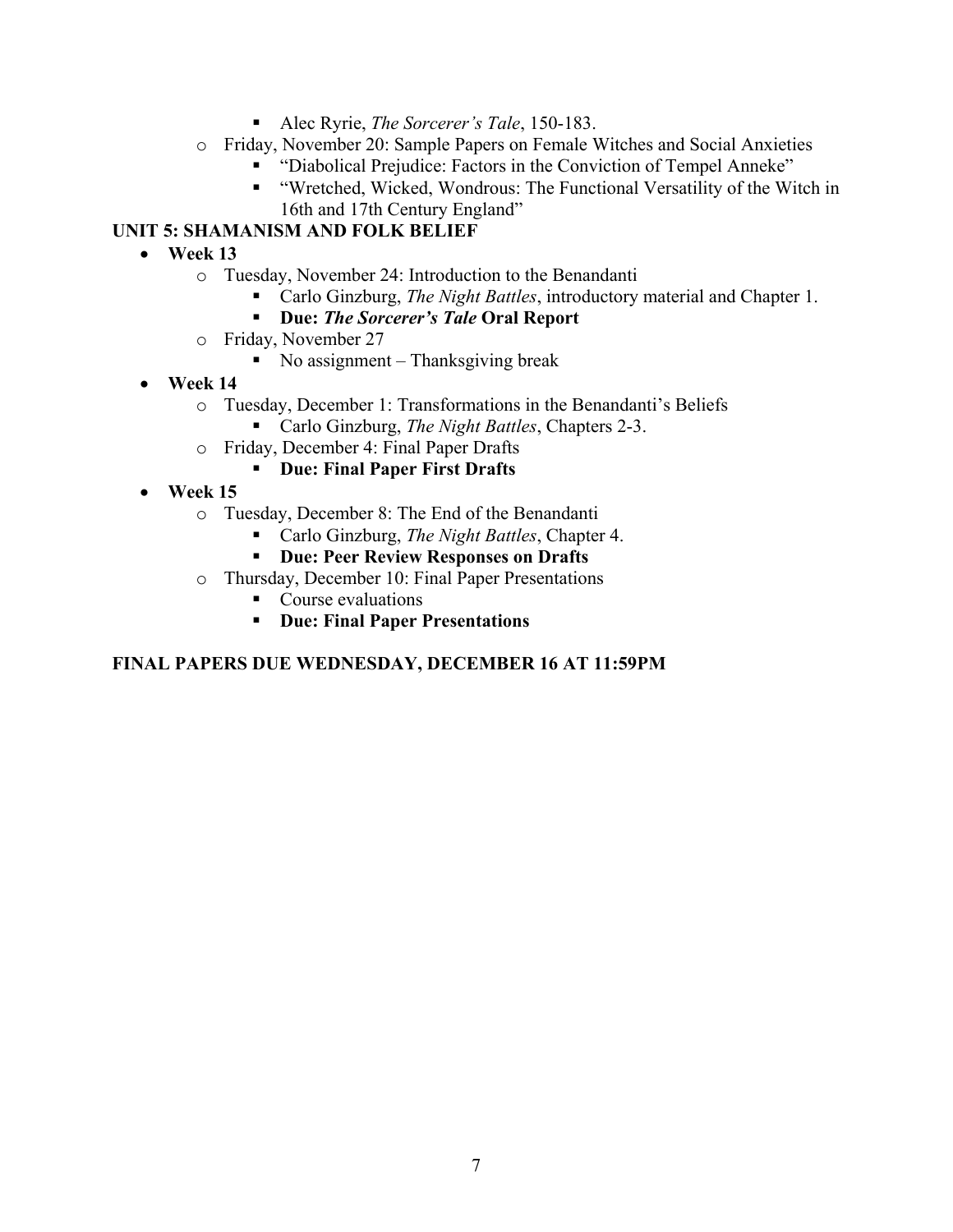- Alec Ryrie, *The Sorcerer's Tale*, 150-183.
    - Friday, November 20: Sample Papers on Female Witches and Social Anxieties
        - "Diabolical Prejudice: Factors in the Conviction of Tempel Anneke"
        - "Wretched, Wicked, Wondrous: The Functional Versatility of the Witch in 16th and 17th Century England"

**UNIT 5: SHAMANISM AND FOLK BELIEF**

- **Week 13**
    - Tuesday, November 24: Introduction to the Benandanti
        - Carlo Ginzburg, *The Night Battles*, introductory material and Chapter 1.
        - **Due: *The Sorcerer's Tale* Oral Report**
    - Friday, November 27
        - No assignment – Thanksgiving break
- **Week 14**
    - Tuesday, December 1: Transformations in the Benandanti's Beliefs
        - Carlo Ginzburg, *The Night Battles*, Chapters 2-3.
    - Friday, December 4: Final Paper Drafts
        - **Due: Final Paper First Drafts**
- **Week 15**
    - Tuesday, December 8: The End of the Benandanti
        - Carlo Ginzburg, *The Night Battles*, Chapter 4.
        - **Due: Peer Review Responses on Drafts**
    - Thursday, December 10: Final Paper Presentations
        - Course evaluations
        - **Due: Final Paper Presentations**

**FINAL PAPERS DUE WEDNESDAY, DECEMBER 16 AT 11:59PM**